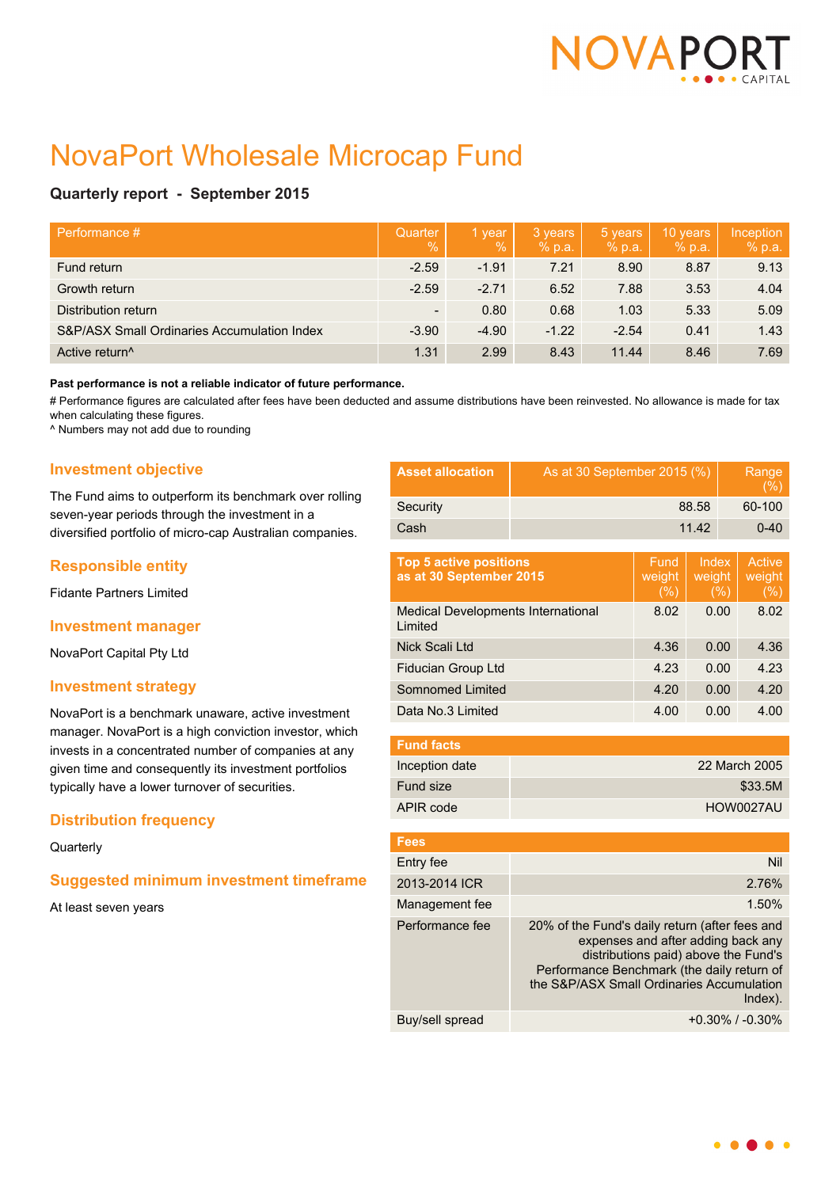# NovaPort Wholesale Microcap Fund

**Quarterly report - September 2015**

| Performance # | Quarter % | 1 year % | 3 years % p.a. | 5 years % p.a. | 10 years % p.a. | Inception % p.a. |
|---|---|---|---|---|---|---|
| Fund return | -2.59 | -1.91 | 7.21 | 8.90 | 8.87 | 9.13 |
| Growth return | -2.59 | -2.71 | 6.52 | 7.88 | 3.53 | 4.04 |
| Distribution return | - | 0.80 | 0.68 | 1.03 | 5.33 | 5.09 |
| S&P/ASX Small Ordinaries Accumulation Index | -3.90 | -4.90 | -1.22 | -2.54 | 0.41 | 1.43 |
| Active return^ | 1.31 | 2.99 | 8.43 | 11.44 | 8.46 | 7.69 |

**Past performance is not a reliable indicator of future performance.**

# Performance figures are calculated after fees have been deducted and assume distributions have been reinvested. No allowance is made for tax when calculating these figures.

^ Numbers may not add due to rounding

## Investment objective

The Fund aims to outperform its benchmark over rolling seven-year periods through the investment in a diversified portfolio of micro-cap Australian companies.

## Responsible entity

Fidante Partners Limited

## Investment manager

NovaPort Capital Pty Ltd

## Investment strategy

NovaPort is a benchmark unaware, active investment manager. NovaPort is a high conviction investor, which invests in a concentrated number of companies at any given time and consequently its investment portfolios typically have a lower turnover of securities.

## Distribution frequency

Quarterly

## Suggested minimum investment timeframe

At least seven years

| Asset allocation | As at 30 September 2015 (%) | Range (%) |
|---|---|---|
| Security | 88.58 | 60-100 |
| Cash | 11.42 | 0-40 |

| Top 5 active positions as at 30 September 2015 | Fund weight (%) | Index weight (%) | Active weight (%) |
|---|---|---|---|
| Medical Developments International Limited | 8.02 | 0.00 | 8.02 |
| Nick Scali Ltd | 4.36 | 0.00 | 4.36 |
| Fiducian Group Ltd | 4.23 | 0.00 | 4.23 |
| Somnomed Limited | 4.20 | 0.00 | 4.20 |
| Data No.3 Limited | 4.00 | 0.00 | 4.00 |

| Fund facts | |
|---|---|
| Inception date | 22 March 2005 |
| Fund size | $33.5M |
| APIR code | HOW0027AU |

| Fees | |
|---|---|
| Entry fee | Nil |
| 2013-2014 ICR | 2.76% |
| Management fee | 1.50% |
| Performance fee | 20% of the Fund's daily return (after fees and expenses and after adding back any distributions paid) above the Fund's Performance Benchmark (the daily return of the S&P/ASX Small Ordinaries Accumulation Index). |
| Buy/sell spread | +0.30% / -0.30% |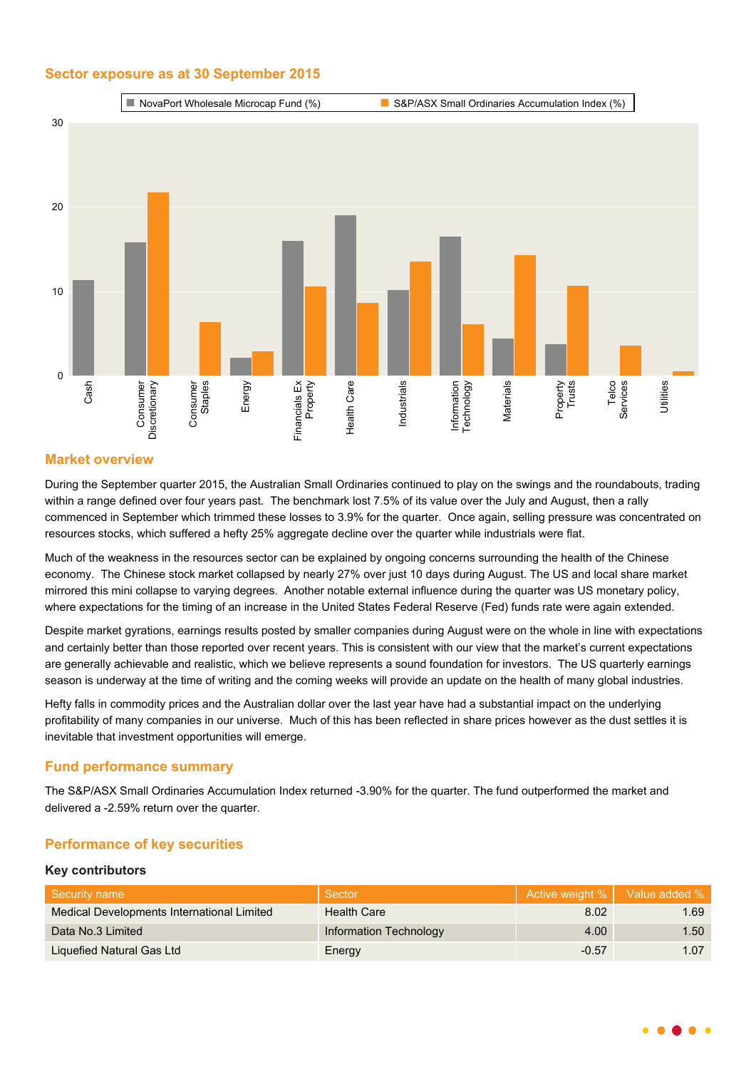## Sector exposure as at 30 September 2015

## Market overview

During the September quarter 2015, the Australian Small Ordinaries continued to play on the swings and the roundabouts, trading within a range defined over four years past. The benchmark lost 7.5% of its value over the July and August, then a rally commenced in September which trimmed these losses to 3.9% for the quarter. Once again, selling pressure was concentrated on resources stocks, which suffered a hefty 25% aggregate decline over the quarter while industrials were flat.

Much of the weakness in the resources sector can be explained by ongoing concerns surrounding the health of the Chinese economy. The Chinese stock market collapsed by nearly 27% over just 10 days during August. The US and local share market mirrored this mini collapse to varying degrees. Another notable external influence during the quarter was US monetary policy, where expectations for the timing of an increase in the United States Federal Reserve (Fed) funds rate were again extended.

Despite market gyrations, earnings results posted by smaller companies during August were on the whole in line with expectations and certainly better than those reported over recent years. This is consistent with our view that the market's current expectations are generally achievable and realistic, which we believe represents a sound foundation for investors. The US quarterly earnings season is underway at the time of writing and the coming weeks will provide an update on the health of many global industries.

Hefty falls in commodity prices and the Australian dollar over the last year have had a substantial impact on the underlying profitability of many companies in our universe. Much of this has been reflected in share prices however as the dust settles it is inevitable that investment opportunities will emerge.

## Fund performance summary

The S&P/ASX Small Ordinaries Accumulation Index returned -3.90% for the quarter. The fund outperformed the market and delivered a -2.59% return over the quarter.

## Performance of key securities

### Key contributors

| Security name | Sector | Active weight % | Value added % |
|---|---|---|---|
| Medical Developments International Limited | Health Care | 8.02 | 1.69 |
| Data No.3 Limited | Information Technology | 4.00 | 1.50 |
| Liquefied Natural Gas Ltd | Energy | -0.57 | 1.07 |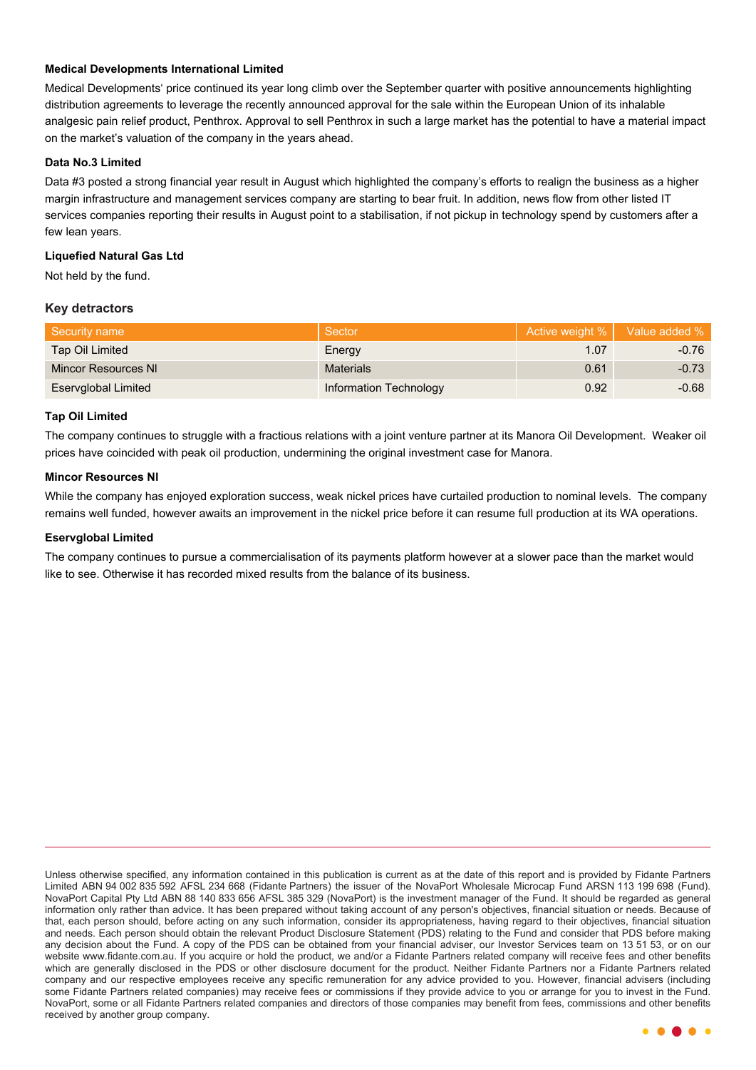**Medical Developments International Limited**

Medical Developments' price continued its year long climb over the September quarter with positive announcements highlighting distribution agreements to leverage the recently announced approval for the sale within the European Union of its inhalable analgesic pain relief product, Penthrox. Approval to sell Penthrox in such a large market has the potential to have a material impact on the market's valuation of the company in the years ahead.

**Data No.3 Limited**

Data #3 posted a strong financial year result in August which highlighted the company's efforts to realign the business as a higher margin infrastructure and management services company are starting to bear fruit. In addition, news flow from other listed IT services companies reporting their results in August point to a stabilisation, if not pickup in technology spend by customers after a few lean years.

**Liquefied Natural Gas Ltd**

Not held by the fund.

## Key detractors

| Security name | Sector | Active weight % | Value added % |
|---|---|---|---|
| Tap Oil Limited | Energy | 1.07 | -0.76 |
| Mincor Resources Nl | Materials | 0.61 | -0.73 |
| Eservglobal Limited | Information Technology | 0.92 | -0.68 |

**Tap Oil Limited**

The company continues to struggle with a fractious relations with a joint venture partner at its Manora Oil Development. Weaker oil prices have coincided with peak oil production, undermining the original investment case for Manora.

**Mincor Resources Nl**

While the company has enjoyed exploration success, weak nickel prices have curtailed production to nominal levels. The company remains well funded, however awaits an improvement in the nickel price before it can resume full production at its WA operations.

**Eservglobal Limited**

The company continues to pursue a commercialisation of its payments platform however at a slower pace than the market would like to see. Otherwise it has recorded mixed results from the balance of its business.

---

Unless otherwise specified, any information contained in this publication is current as at the date of this report and is provided by Fidante Partners Limited ABN 94 002 835 592 AFSL 234 668 (Fidante Partners) the issuer of the NovaPort Wholesale Microcap Fund ARSN 113 199 698 (Fund). NovaPort Capital Pty Ltd ABN 88 140 833 656 AFSL 385 329 (NovaPort) is the investment manager of the Fund. It should be regarded as general information only rather than advice. It has been prepared without taking account of any person's objectives, financial situation or needs. Because of that, each person should, before acting on any such information, consider its appropriateness, having regard to their objectives, financial situation and needs. Each person should obtain the relevant Product Disclosure Statement (PDS) relating to the Fund and consider that PDS before making any decision about the Fund. A copy of the PDS can be obtained from your financial adviser, our Investor Services team on 13 51 53, or on our website www.fidante.com.au. If you acquire or hold the product, we and/or a Fidante Partners related company will receive fees and other benefits which are generally disclosed in the PDS or other disclosure document for the product. Neither Fidante Partners nor a Fidante Partners related company and our respective employees receive any specific remuneration for any advice provided to you. However, financial advisers (including some Fidante Partners related companies) may receive fees or commissions if they provide advice to you or arrange for you to invest in the Fund. NovaPort, some or all Fidante Partners related companies and directors of those companies may benefit from fees, commissions and other benefits received by another group company.